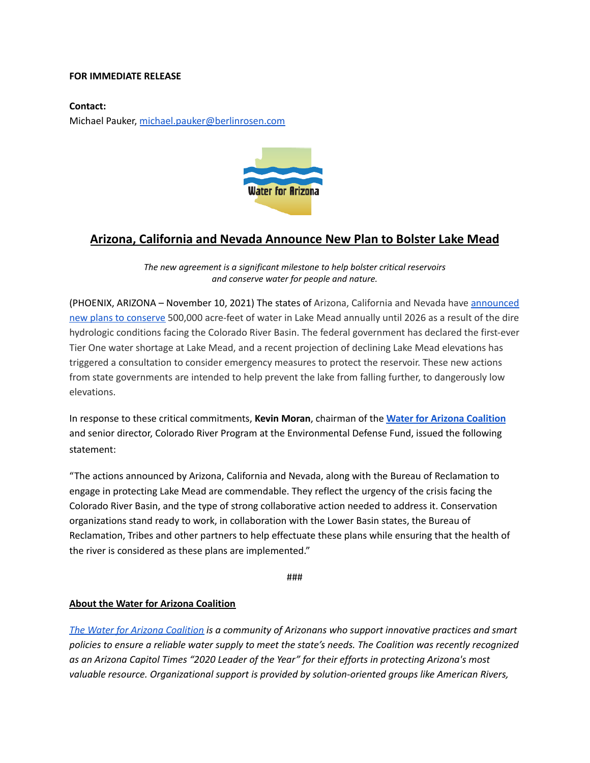**FOR IMMEDIATE RELEASE**

**Contact:**
Michael Pauker, michael.pauker@berlinrosen.com

# Arizona, California and Nevada Announce New Plan to Bolster Lake Mead

*The new agreement is a significant milestone to help bolster critical reservoirs and conserve water for people and nature.*

(PHOENIX, ARIZONA – November 10, 2021) The states of Arizona, California and Nevada have announced new plans to conserve 500,000 acre-feet of water in Lake Mead annually until 2026 as a result of the dire hydrologic conditions facing the Colorado River Basin. The federal government has declared the first-ever Tier One water shortage at Lake Mead, and a recent projection of declining Lake Mead elevations has triggered a consultation to consider emergency measures to protect the reservoir. These new actions from state governments are intended to help prevent the lake from falling further, to dangerously low elevations.

In response to these critical commitments, **Kevin Moran**, chairman of the **Water for Arizona Coalition** and senior director, Colorado River Program at the Environmental Defense Fund, issued the following statement:

"The actions announced by Arizona, California and Nevada, along with the Bureau of Reclamation to engage in protecting Lake Mead are commendable. They reflect the urgency of the crisis facing the Colorado River Basin, and the type of strong collaborative action needed to address it. Conservation organizations stand ready to work, in collaboration with the Lower Basin states, the Bureau of Reclamation, Tribes and other partners to help effectuate these plans while ensuring that the health of the river is considered as these plans are implemented."

###

## About the Water for Arizona Coalition

*The Water for Arizona Coalition is a community of Arizonans who support innovative practices and smart policies to ensure a reliable water supply to meet the state's needs. The Coalition was recently recognized as an Arizona Capitol Times "2020 Leader of the Year" for their efforts in protecting Arizona's most valuable resource. Organizational support is provided by solution-oriented groups like American Rivers,*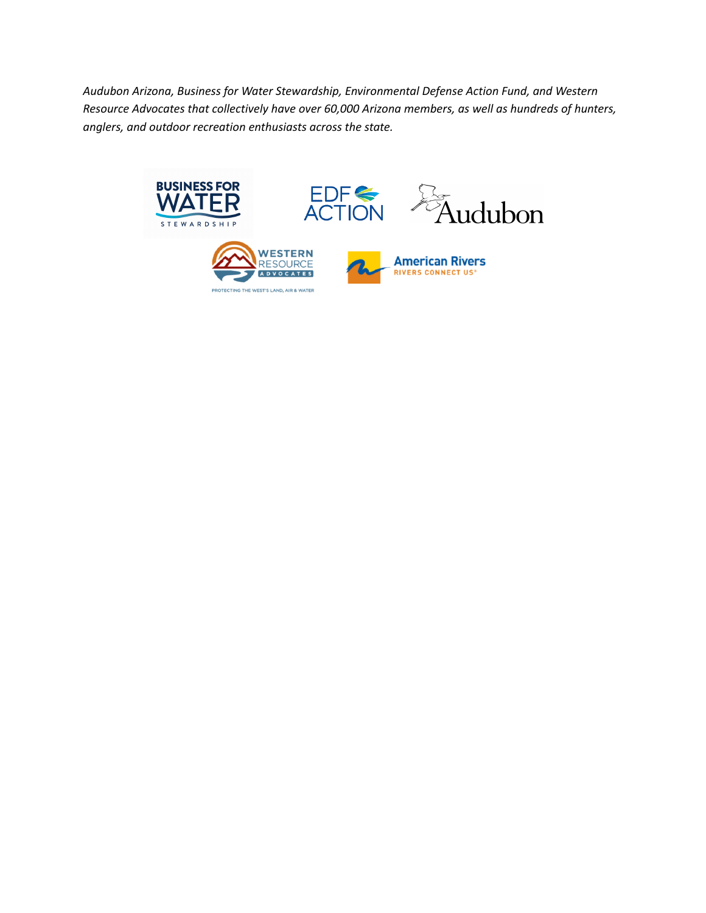*Audubon Arizona, Business for Water Stewardship, Environmental Defense Action Fund, and Western Resource Advocates that collectively have over 60,000 Arizona members, as well as hundreds of hunters, anglers, and outdoor recreation enthusiasts across the state.*